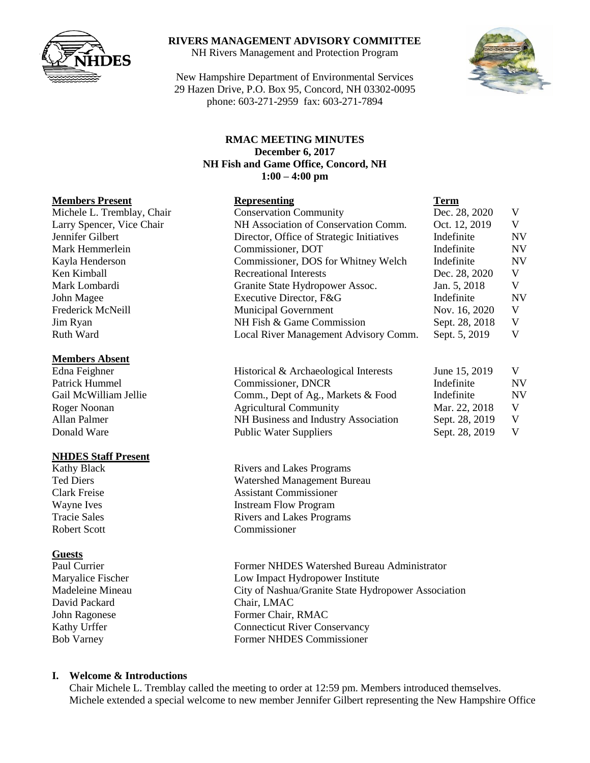**RIVERS MANAGEMENT ADVISORY COMMITTEE**
NH Rivers Management and Protection Program

New Hampshire Department of Environmental Services
29 Hazen Drive, P.O. Box 95, Concord, NH 03302-0095
phone: 603-271-2959 fax: 603-271-7894

**RMAC MEETING MINUTES**
**December 6, 2017**
**NH Fish and Game Office, Concord, NH**
**1:00 – 4:00 pm**

| **Members Present** | **Representing** | **Term** | |
|---|---|---|---|
| Michele L. Tremblay, Chair | Conservation Community | Dec. 28, 2020 | V |
| Larry Spencer, Vice Chair | NH Association of Conservation Comm. | Oct. 12, 2019 | V |
| Jennifer Gilbert | Director, Office of Strategic Initiatives | Indefinite | NV |
| Mark Hemmerlein | Commissioner, DOT | Indefinite | NV |
| Kayla Henderson | Commissioner, DOS for Whitney Welch | Indefinite | NV |
| Ken Kimball | Recreational Interests | Dec. 28, 2020 | V |
| Mark Lombardi | Granite State Hydropower Assoc. | Jan. 5, 2018 | V |
| John Magee | Executive Director, F&G | Indefinite | NV |
| Frederick McNeill | Municipal Government | Nov. 16, 2020 | V |
| Jim Ryan | NH Fish & Game Commission | Sept. 28, 2018 | V |
| Ruth Ward | Local River Management Advisory Comm. | Sept. 5, 2019 | V |

| **Members Absent** | | | |
|---|---|---|---|
| Edna Feighner | Historical & Archaeological Interests | June 15, 2019 | V |
| Patrick Hummel | Commissioner, DNCR | Indefinite | NV |
| Gail McWilliam Jellie | Comm., Dept of Ag., Markets & Food | Indefinite | NV |
| Roger Noonan | Agricultural Community | Mar. 22, 2018 | V |
| Allan Palmer | NH Business and Industry Association | Sept. 28, 2019 | V |
| Donald Ware | Public Water Suppliers | Sept. 28, 2019 | V |

| **NHDES Staff Present** | |
|---|---|
| Kathy Black | Rivers and Lakes Programs |
| Ted Diers | Watershed Management Bureau |
| Clark Freise | Assistant Commissioner |
| Wayne Ives | Instream Flow Program |
| Tracie Sales | Rivers and Lakes Programs |
| Robert Scott | Commissioner |

| **Guests** | |
|---|---|
| Paul Currier | Former NHDES Watershed Bureau Administrator |
| Maryalice Fischer | Low Impact Hydropower Institute |
| Madeleine Mineau | City of Nashua/Granite State Hydropower Association |
| David Packard | Chair, LMAC |
| John Ragonese | Former Chair, RMAC |
| Kathy Urffer | Connecticut River Conservancy |
| Bob Varney | Former NHDES Commissioner |

## I. Welcome & Introductions

Chair Michele L. Tremblay called the meeting to order at 12:59 pm. Members introduced themselves. Michele extended a special welcome to new member Jennifer Gilbert representing the New Hampshire Office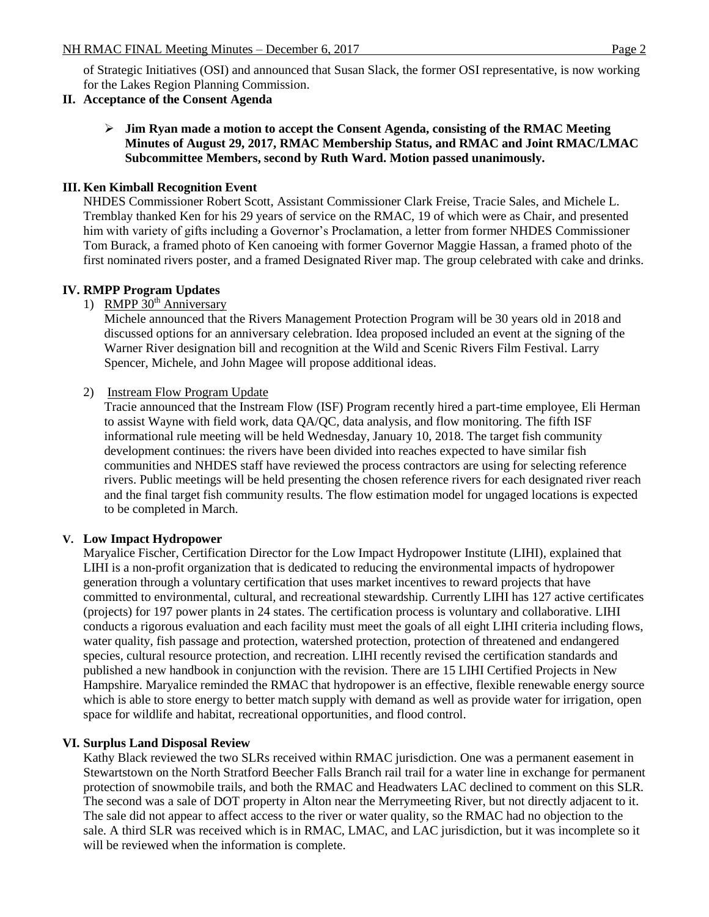of Strategic Initiatives (OSI) and announced that Susan Slack, the former OSI representative, is now working for the Lakes Region Planning Commission.

## II. Acceptance of the Consent Agenda

- **Jim Ryan made a motion to accept the Consent Agenda, consisting of the RMAC Meeting Minutes of August 29, 2017, RMAC Membership Status, and RMAC and Joint RMAC/LMAC Subcommittee Members, second by Ruth Ward. Motion passed unanimously.**

## III. Ken Kimball Recognition Event

NHDES Commissioner Robert Scott, Assistant Commissioner Clark Freise, Tracie Sales, and Michele L. Tremblay thanked Ken for his 29 years of service on the RMAC, 19 of which were as Chair, and presented him with variety of gifts including a Governor's Proclamation, a letter from former NHDES Commissioner Tom Burack, a framed photo of Ken canoeing with former Governor Maggie Hassan, a framed photo of the first nominated rivers poster, and a framed Designated River map. The group celebrated with cake and drinks.

## IV. RMPP Program Updates

1) RMPP 30th Anniversary

   Michele announced that the Rivers Management Protection Program will be 30 years old in 2018 and discussed options for an anniversary celebration. Idea proposed included an event at the signing of the Warner River designation bill and recognition at the Wild and Scenic Rivers Film Festival. Larry Spencer, Michele, and John Magee will propose additional ideas.

2) Instream Flow Program Update

   Tracie announced that the Instream Flow (ISF) Program recently hired a part-time employee, Eli Herman to assist Wayne with field work, data QA/QC, data analysis, and flow monitoring. The fifth ISF informational rule meeting will be held Wednesday, January 10, 2018. The target fish community development continues: the rivers have been divided into reaches expected to have similar fish communities and NHDES staff have reviewed the process contractors are using for selecting reference rivers. Public meetings will be held presenting the chosen reference rivers for each designated river reach and the final target fish community results. The flow estimation model for ungaged locations is expected to be completed in March.

## V. Low Impact Hydropower

Maryalice Fischer, Certification Director for the Low Impact Hydropower Institute (LIHI), explained that LIHI is a non-profit organization that is dedicated to reducing the environmental impacts of hydropower generation through a voluntary certification that uses market incentives to reward projects that have committed to environmental, cultural, and recreational stewardship. Currently LIHI has 127 active certificates (projects) for 197 power plants in 24 states. The certification process is voluntary and collaborative. LIHI conducts a rigorous evaluation and each facility must meet the goals of all eight LIHI criteria including flows, water quality, fish passage and protection, watershed protection, protection of threatened and endangered species, cultural resource protection, and recreation. LIHI recently revised the certification standards and published a new handbook in conjunction with the revision. There are 15 LIHI Certified Projects in New Hampshire. Maryalice reminded the RMAC that hydropower is an effective, flexible renewable energy source which is able to store energy to better match supply with demand as well as provide water for irrigation, open space for wildlife and habitat, recreational opportunities, and flood control.

## VI. Surplus Land Disposal Review

Kathy Black reviewed the two SLRs received within RMAC jurisdiction. One was a permanent easement in Stewartstown on the North Stratford Beecher Falls Branch rail trail for a water line in exchange for permanent protection of snowmobile trails, and both the RMAC and Headwaters LAC declined to comment on this SLR. The second was a sale of DOT property in Alton near the Merrymeeting River, but not directly adjacent to it. The sale did not appear to affect access to the river or water quality, so the RMAC had no objection to the sale. A third SLR was received which is in RMAC, LMAC, and LAC jurisdiction, but it was incomplete so it will be reviewed when the information is complete.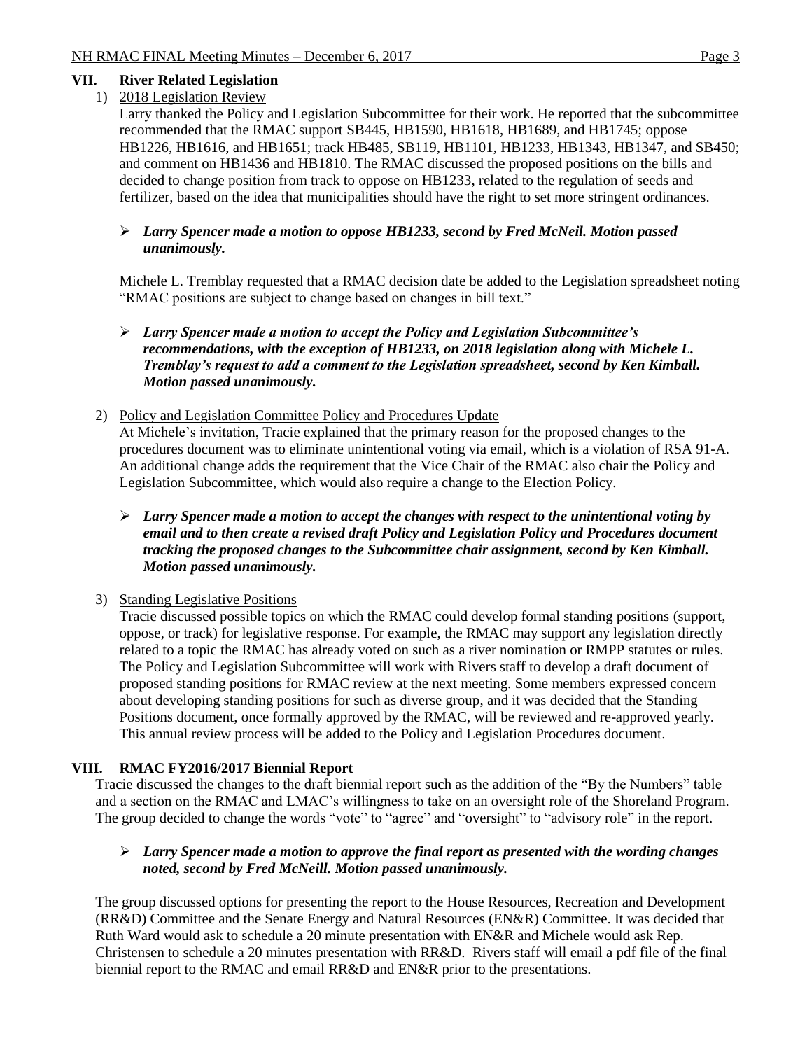## VII. River Related Legislation

1) 2018 Legislation Review

Larry thanked the Policy and Legislation Subcommittee for their work. He reported that the subcommittee recommended that the RMAC support SB445, HB1590, HB1618, HB1689, and HB1745; oppose HB1226, HB1616, and HB1651; track HB485, SB119, HB1101, HB1233, HB1343, HB1347, and SB450; and comment on HB1436 and HB1810. The RMAC discussed the proposed positions on the bills and decided to change position from track to oppose on HB1233, related to the regulation of seeds and fertilizer, based on the idea that municipalities should have the right to set more stringent ordinances.

- ***Larry Spencer made a motion to oppose HB1233, second by Fred McNeil. Motion passed unanimously.***

Michele L. Tremblay requested that a RMAC decision date be added to the Legislation spreadsheet noting "RMAC positions are subject to change based on changes in bill text."

- ***Larry Spencer made a motion to accept the Policy and Legislation Subcommittee's recommendations, with the exception of HB1233, on 2018 legislation along with Michele L. Tremblay's request to add a comment to the Legislation spreadsheet, second by Ken Kimball. Motion passed unanimously.***

2) Policy and Legislation Committee Policy and Procedures Update

At Michele's invitation, Tracie explained that the primary reason for the proposed changes to the procedures document was to eliminate unintentional voting via email, which is a violation of RSA 91-A. An additional change adds the requirement that the Vice Chair of the RMAC also chair the Policy and Legislation Subcommittee, which would also require a change to the Election Policy.

- ***Larry Spencer made a motion to accept the changes with respect to the unintentional voting by email and to then create a revised draft Policy and Legislation Policy and Procedures document tracking the proposed changes to the Subcommittee chair assignment, second by Ken Kimball. Motion passed unanimously.***

3) Standing Legislative Positions

Tracie discussed possible topics on which the RMAC could develop formal standing positions (support, oppose, or track) for legislative response. For example, the RMAC may support any legislation directly related to a topic the RMAC has already voted on such as a river nomination or RMPP statutes or rules. The Policy and Legislation Subcommittee will work with Rivers staff to develop a draft document of proposed standing positions for RMAC review at the next meeting. Some members expressed concern about developing standing positions for such as diverse group, and it was decided that the Standing Positions document, once formally approved by the RMAC, will be reviewed and re-approved yearly. This annual review process will be added to the Policy and Legislation Procedures document.

## VIII. RMAC FY2016/2017 Biennial Report

Tracie discussed the changes to the draft biennial report such as the addition of the "By the Numbers" table and a section on the RMAC and LMAC's willingness to take on an oversight role of the Shoreland Program. The group decided to change the words "vote" to "agree" and "oversight" to "advisory role" in the report.

- ***Larry Spencer made a motion to approve the final report as presented with the wording changes noted, second by Fred McNeill. Motion passed unanimously.***

The group discussed options for presenting the report to the House Resources, Recreation and Development (RR&D) Committee and the Senate Energy and Natural Resources (EN&R) Committee. It was decided that Ruth Ward would ask to schedule a 20 minute presentation with EN&R and Michele would ask Rep. Christensen to schedule a 20 minutes presentation with RR&D. Rivers staff will email a pdf file of the final biennial report to the RMAC and email RR&D and EN&R prior to the presentations.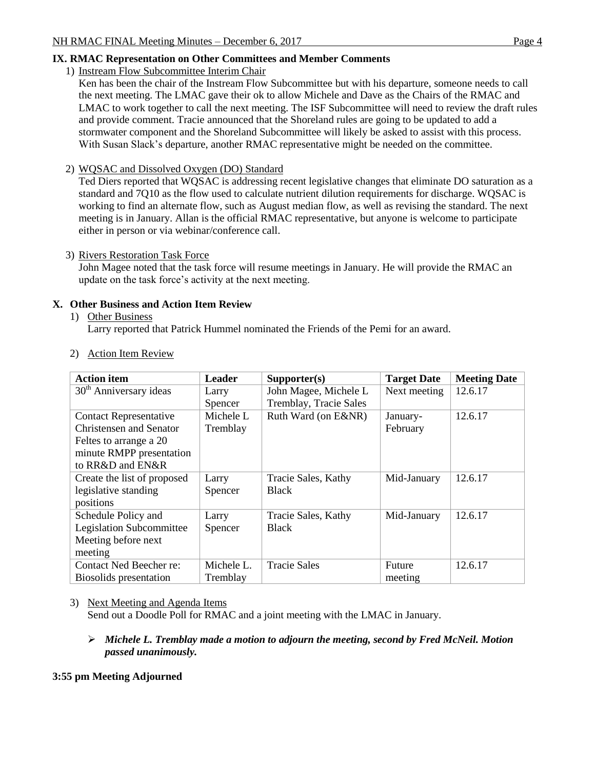## IX. RMAC Representation on Other Committees and Member Comments

1) Instream Flow Subcommittee Interim Chair

   Ken has been the chair of the Instream Flow Subcommittee but with his departure, someone needs to call the next meeting. The LMAC gave their ok to allow Michele and Dave as the Chairs of the RMAC and LMAC to work together to call the next meeting. The ISF Subcommittee will need to review the draft rules and provide comment. Tracie announced that the Shoreland rules are going to be updated to add a stormwater component and the Shoreland Subcommittee will likely be asked to assist with this process. With Susan Slack's departure, another RMAC representative might be needed on the committee.

2) WQSAC and Dissolved Oxygen (DO) Standard

   Ted Diers reported that WQSAC is addressing recent legislative changes that eliminate DO saturation as a standard and 7Q10 as the flow used to calculate nutrient dilution requirements for discharge. WQSAC is working to find an alternate flow, such as August median flow, as well as revising the standard. The next meeting is in January. Allan is the official RMAC representative, but anyone is welcome to participate either in person or via webinar/conference call.

3) Rivers Restoration Task Force

   John Magee noted that the task force will resume meetings in January. He will provide the RMAC an update on the task force's activity at the next meeting.

## X. Other Business and Action Item Review

1) Other Business

   Larry reported that Patrick Hummel nominated the Friends of the Pemi for an award.

2) Action Item Review

| Action item | Leader | Supporter(s) | Target Date | Meeting Date |
|---|---|---|---|---|
| 30th Anniversary ideas | Larry Spencer | John Magee, Michele L Tremblay, Tracie Sales | Next meeting | 12.6.17 |
| Contact Representative Christensen and Senator Feltes to arrange a 20 minute RMPP presentation to RR&D and EN&R | Michele L Tremblay | Ruth Ward (on E&NR) | January-February | 12.6.17 |
| Create the list of proposed legislative standing positions | Larry Spencer | Tracie Sales, Kathy Black | Mid-January | 12.6.17 |
| Schedule Policy and Legislation Subcommittee Meeting before next meeting | Larry Spencer | Tracie Sales, Kathy Black | Mid-January | 12.6.17 |
| Contact Ned Beecher re: Biosolids presentation | Michele L. Tremblay | Tracie Sales | Future meeting | 12.6.17 |

3) Next Meeting and Agenda Items

   Send out a Doodle Poll for RMAC and a joint meeting with the LMAC in January.

   - ***Michele L. Tremblay made a motion to adjourn the meeting, second by Fred McNeil. Motion passed unanimously.***

**3:55 pm Meeting Adjourned**